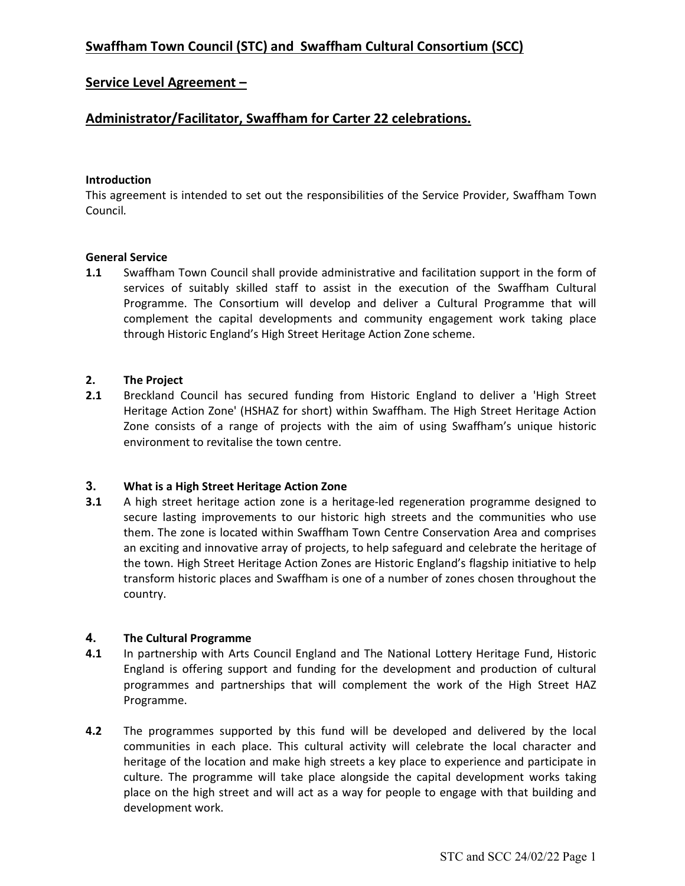# Swaffham Town Council (STC) and Swaffham Cultural Consortium (SCC)

## Service Level Agreement –

## Administrator/Facilitator, Swaffham for Carter 22 celebrations.

**Introduction**

This agreement is intended to set out the responsibilities of the Service Provider, Swaffham Town Council.

**General Service**

**1.1** Swaffham Town Council shall provide administrative and facilitation support in the form of services of suitably skilled staff to assist in the execution of the Swaffham Cultural Programme. The Consortium will develop and deliver a Cultural Programme that will complement the capital developments and community engagement work taking place through Historic England's High Street Heritage Action Zone scheme.

**2. The Project**

**2.1** Breckland Council has secured funding from Historic England to deliver a 'High Street Heritage Action Zone' (HSHAZ for short) within Swaffham. The High Street Heritage Action Zone consists of a range of projects with the aim of using Swaffham's unique historic environment to revitalise the town centre.

**3. What is a High Street Heritage Action Zone**

**3.1** A high street heritage action zone is a heritage-led regeneration programme designed to secure lasting improvements to our historic high streets and the communities who use them. The zone is located within Swaffham Town Centre Conservation Area and comprises an exciting and innovative array of projects, to help safeguard and celebrate the heritage of the town. High Street Heritage Action Zones are Historic England's flagship initiative to help transform historic places and Swaffham is one of a number of zones chosen throughout the country.

**4. The Cultural Programme**

**4.1** In partnership with Arts Council England and The National Lottery Heritage Fund, Historic England is offering support and funding for the development and production of cultural programmes and partnerships that will complement the work of the High Street HAZ Programme.

**4.2** The programmes supported by this fund will be developed and delivered by the local communities in each place. This cultural activity will celebrate the local character and heritage of the location and make high streets a key place to experience and participate in culture. The programme will take place alongside the capital development works taking place on the high street and will act as a way for people to engage with that building and development work.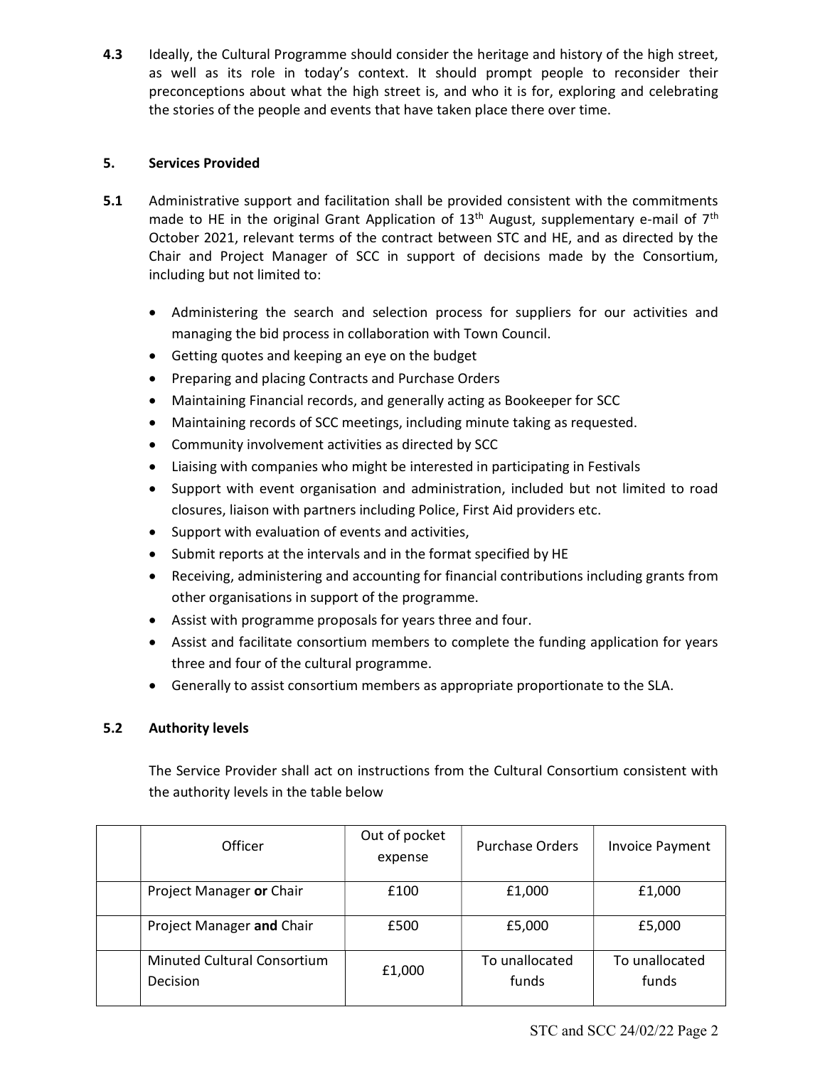**4.3** Ideally, the Cultural Programme should consider the heritage and history of the high street, as well as its role in today's context. It should prompt people to reconsider their preconceptions about what the high street is, and who it is for, exploring and celebrating the stories of the people and events that have taken place there over time.

## 5. Services Provided

**5.1** Administrative support and facilitation shall be provided consistent with the commitments made to HE in the original Grant Application of 13th August, supplementary e-mail of 7th October 2021, relevant terms of the contract between STC and HE, and as directed by the Chair and Project Manager of SCC in support of decisions made by the Consortium, including but not limited to:

- Administering the search and selection process for suppliers for our activities and managing the bid process in collaboration with Town Council.
- Getting quotes and keeping an eye on the budget
- Preparing and placing Contracts and Purchase Orders
- Maintaining Financial records, and generally acting as Bookeeper for SCC
- Maintaining records of SCC meetings, including minute taking as requested.
- Community involvement activities as directed by SCC
- Liaising with companies who might be interested in participating in Festivals
- Support with event organisation and administration, included but not limited to road closures, liaison with partners including Police, First Aid providers etc.
- Support with evaluation of events and activities,
- Submit reports at the intervals and in the format specified by HE
- Receiving, administering and accounting for financial contributions including grants from other organisations in support of the programme.
- Assist with programme proposals for years three and four.
- Assist and facilitate consortium members to complete the funding application for years three and four of the cultural programme.
- Generally to assist consortium members as appropriate proportionate to the SLA.

### 5.2 Authority levels

The Service Provider shall act on instructions from the Cultural Consortium consistent with the authority levels in the table below

| | Officer | Out of pocket expense | Purchase Orders | Invoice Payment |
|---|---|---|---|---|
| | Project Manager **or** Chair | £100 | £1,000 | £1,000 |
| | Project Manager **and** Chair | £500 | £5,000 | £5,000 |
| | Minuted Cultural Consortium Decision | £1,000 | To unallocated funds | To unallocated funds |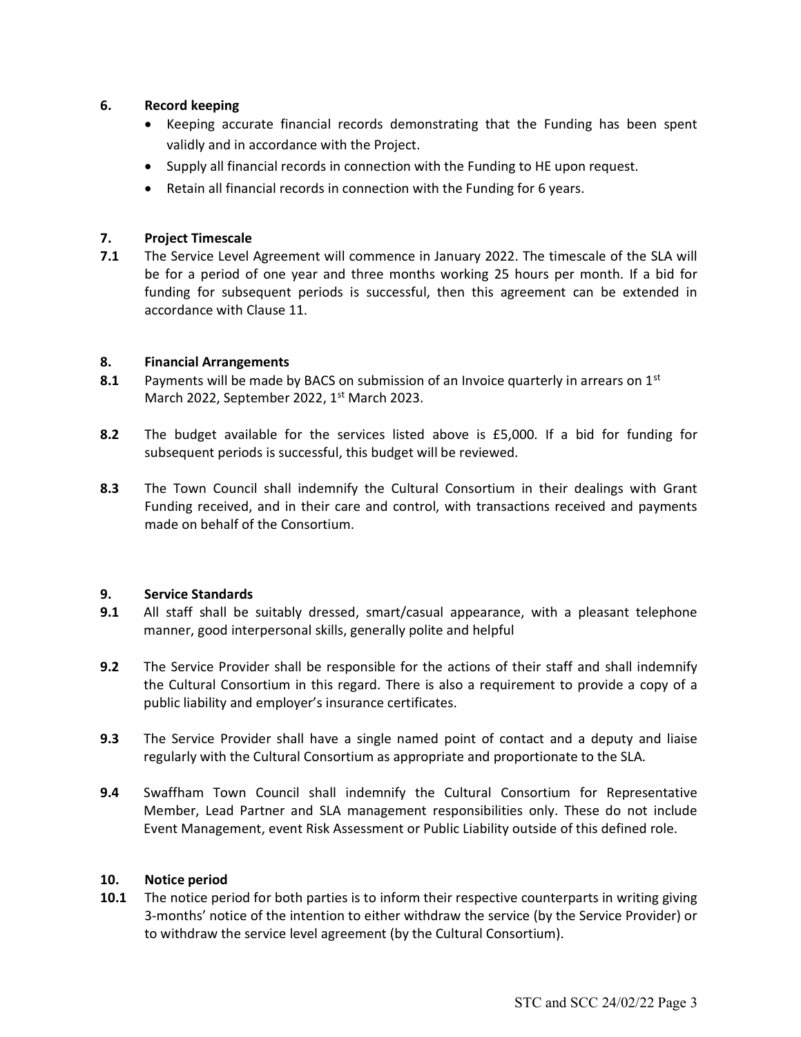**6. Record keeping**

- Keeping accurate financial records demonstrating that the Funding has been spent validly and in accordance with the Project.
- Supply all financial records in connection with the Funding to HE upon request.
- Retain all financial records in connection with the Funding for 6 years.

**7. Project Timescale**

**7.1** The Service Level Agreement will commence in January 2022. The timescale of the SLA will be for a period of one year and three months working 25 hours per month. If a bid for funding for subsequent periods is successful, then this agreement can be extended in accordance with Clause 11.

**8. Financial Arrangements**

**8.1** Payments will be made by BACS on submission of an Invoice quarterly in arrears on 1st March 2022, September 2022, 1st March 2023.

**8.2** The budget available for the services listed above is £5,000. If a bid for funding for subsequent periods is successful, this budget will be reviewed.

**8.3** The Town Council shall indemnify the Cultural Consortium in their dealings with Grant Funding received, and in their care and control, with transactions received and payments made on behalf of the Consortium.

**9. Service Standards**

**9.1** All staff shall be suitably dressed, smart/casual appearance, with a pleasant telephone manner, good interpersonal skills, generally polite and helpful

**9.2** The Service Provider shall be responsible for the actions of their staff and shall indemnify the Cultural Consortium in this regard. There is also a requirement to provide a copy of a public liability and employer's insurance certificates.

**9.3** The Service Provider shall have a single named point of contact and a deputy and liaise regularly with the Cultural Consortium as appropriate and proportionate to the SLA.

**9.4** Swaffham Town Council shall indemnify the Cultural Consortium for Representative Member, Lead Partner and SLA management responsibilities only. These do not include Event Management, event Risk Assessment or Public Liability outside of this defined role.

**10. Notice period**

**10.1** The notice period for both parties is to inform their respective counterparts in writing giving 3-months' notice of the intention to either withdraw the service (by the Service Provider) or to withdraw the service level agreement (by the Cultural Consortium).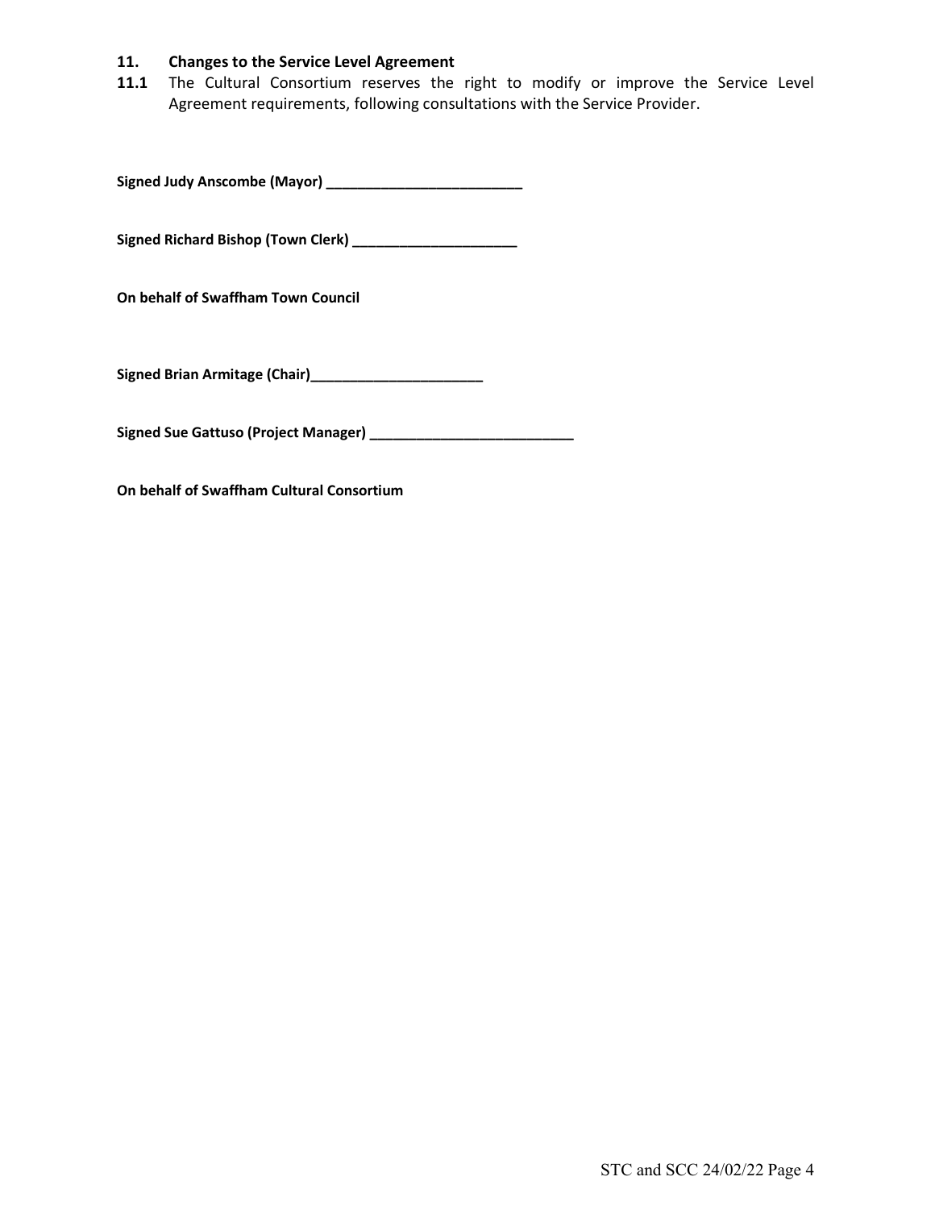## 11. Changes to the Service Level Agreement

**11.1** The Cultural Consortium reserves the right to modify or improve the Service Level Agreement requirements, following consultations with the Service Provider.

**Signed Judy Anscombe (Mayor) _________________________**

**Signed Richard Bishop (Town Clerk) _____________________**

**On behalf of Swaffham Town Council**

**Signed Brian Armitage (Chair)______________________**

**Signed Sue Gattuso (Project Manager) __________________________**

**On behalf of Swaffham Cultural Consortium**